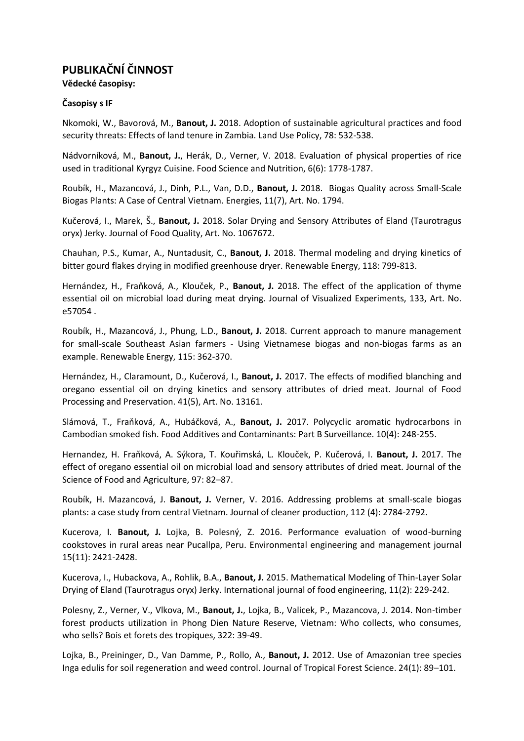# PUBLIKAČNÍ ČINNOST

**Vědecké časopisy:**

**Časopisy s IF**

Nkomoki, W., Bavorová, M., **Banout, J.** 2018. Adoption of sustainable agricultural practices and food security threats: Effects of land tenure in Zambia. Land Use Policy, 78: 532-538.

Nádvorníková, M., **Banout, J.**, Herák, D., Verner, V. 2018. Evaluation of physical properties of rice used in traditional Kyrgyz Cuisine. Food Science and Nutrition, 6(6): 1778-1787.

Roubík, H., Mazancová, J., Dinh, P.L., Van, D.D., **Banout, J.** 2018. Biogas Quality across Small-Scale Biogas Plants: A Case of Central Vietnam. Energies, 11(7), Art. No. 1794.

Kučerová, I., Marek, Š., **Banout, J.** 2018. Solar Drying and Sensory Attributes of Eland (Taurotragus oryx) Jerky. Journal of Food Quality, Art. No. 1067672.

Chauhan, P.S., Kumar, A., Nuntadusit, C., **Banout, J.** 2018. Thermal modeling and drying kinetics of bitter gourd flakes drying in modified greenhouse dryer. Renewable Energy, 118: 799-813.

Hernández, H., Fraňková, A., Klouček, P., **Banout, J.** 2018. The effect of the application of thyme essential oil on microbial load during meat drying. Journal of Visualized Experiments, 133, Art. No. e57054 .

Roubík, H., Mazancová, J., Phung, L.D., **Banout, J.** 2018. Current approach to manure management for small-scale Southeast Asian farmers - Using Vietnamese biogas and non-biogas farms as an example. Renewable Energy, 115: 362-370.

Hernández, H., Claramount, D., Kučerová, I., **Banout, J.** 2017. The effects of modified blanching and oregano essential oil on drying kinetics and sensory attributes of dried meat. Journal of Food Processing and Preservation. 41(5), Art. No. 13161.

Slámová, T., Fraňková, A., Hubáčková, A., **Banout, J.** 2017. Polycyclic aromatic hydrocarbons in Cambodian smoked fish. Food Additives and Contaminants: Part B Surveillance. 10(4): 248-255.

Hernandez, H. Fraňková, A. Sýkora, T. Kouřimská, L. Klouček, P. Kučerová, I. **Banout, J.** 2017. The effect of oregano essential oil on microbial load and sensory attributes of dried meat. Journal of the Science of Food and Agriculture, 97: 82–87.

Roubík, H. Mazancová, J. **Banout, J.** Verner, V. 2016. Addressing problems at small-scale biogas plants: a case study from central Vietnam. Journal of cleaner production, 112 (4): 2784-2792.

Kucerova, I. **Banout, J.** Lojka, B. Polesný, Z. 2016. Performance evaluation of wood-burning cookstoves in rural areas near Pucallpa, Peru. Environmental engineering and management journal 15(11): 2421-2428.

Kucerova, I., Hubackova, A., Rohlik, B.A., **Banout, J.** 2015. Mathematical Modeling of Thin-Layer Solar Drying of Eland (Taurotragus oryx) Jerky. International journal of food engineering, 11(2): 229-242.

Polesny, Z., Verner, V., Vlkova, M., **Banout, J.**, Lojka, B., Valicek, P., Mazancova, J. 2014. Non-timber forest products utilization in Phong Dien Nature Reserve, Vietnam: Who collects, who consumes, who sells? Bois et forets des tropiques, 322: 39-49.

Lojka, B., Preininger, D., Van Damme, P., Rollo, A., **Banout, J.** 2012. Use of Amazonian tree species Inga edulis for soil regeneration and weed control. Journal of Tropical Forest Science. 24(1): 89–101.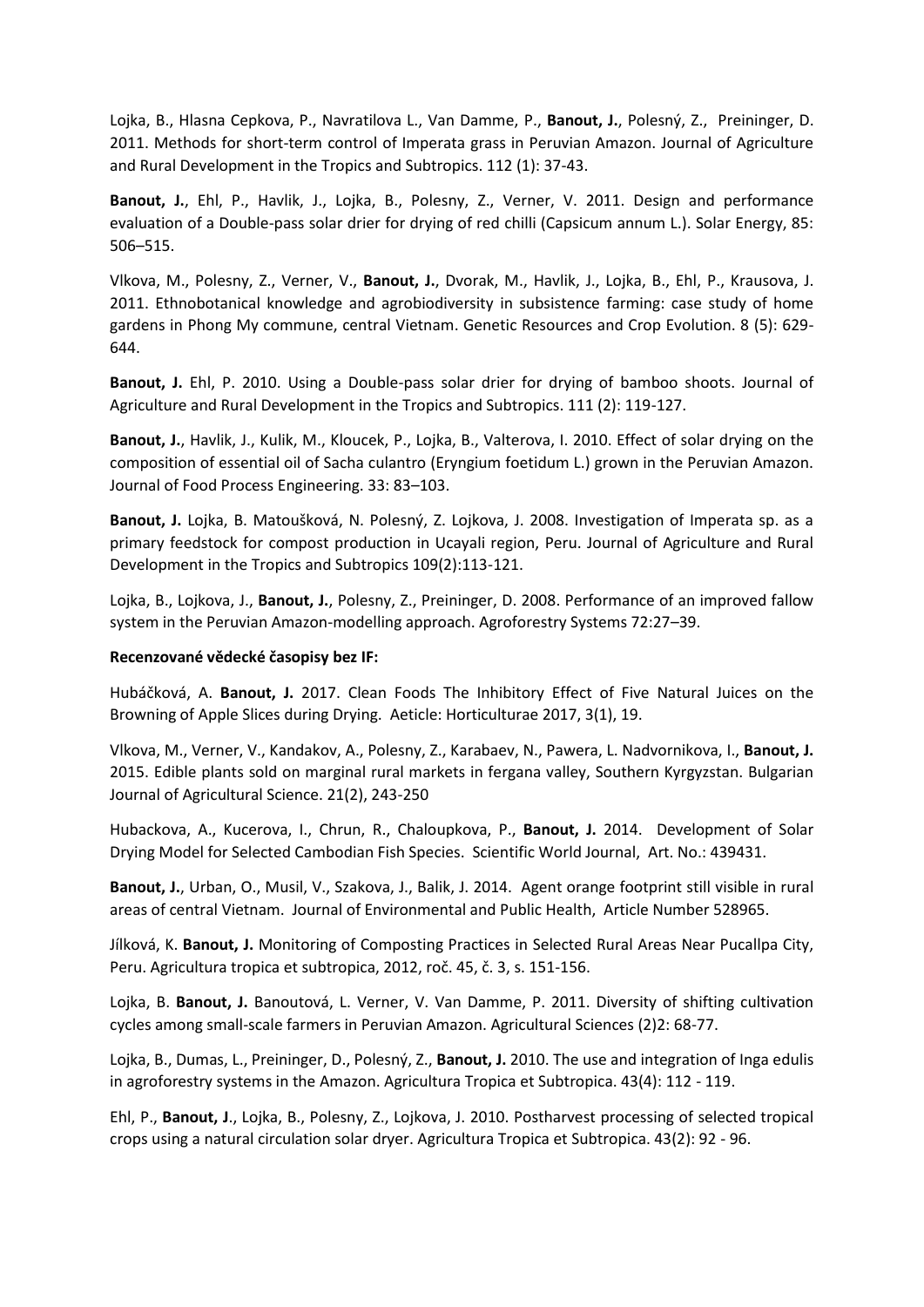Lojka, B., Hlasna Cepkova, P., Navratilova L., Van Damme, P., **Banout, J.**, Polesný, Z., Preininger, D. 2011. Methods for short-term control of Imperata grass in Peruvian Amazon. Journal of Agriculture and Rural Development in the Tropics and Subtropics. 112 (1): 37-43.

**Banout, J.**, Ehl, P., Havlik, J., Lojka, B., Polesny, Z., Verner, V. 2011. Design and performance evaluation of a Double-pass solar drier for drying of red chilli (Capsicum annum L.). Solar Energy, 85: 506–515.

Vlkova, M., Polesny, Z., Verner, V., **Banout, J.**, Dvorak, M., Havlik, J., Lojka, B., Ehl, P., Krausova, J. 2011. Ethnobotanical knowledge and agrobiodiversity in subsistence farming: case study of home gardens in Phong My commune, central Vietnam. Genetic Resources and Crop Evolution. 8 (5): 629-644.

**Banout, J.** Ehl, P. 2010. Using a Double-pass solar drier for drying of bamboo shoots. Journal of Agriculture and Rural Development in the Tropics and Subtropics. 111 (2): 119-127.

**Banout, J.**, Havlik, J., Kulik, M., Kloucek, P., Lojka, B., Valterova, I. 2010. Effect of solar drying on the composition of essential oil of Sacha culantro (Eryngium foetidum L.) grown in the Peruvian Amazon. Journal of Food Process Engineering. 33: 83–103.

**Banout, J.** Lojka, B. Matoušková, N. Polesný, Z. Lojkova, J. 2008. Investigation of Imperata sp. as a primary feedstock for compost production in Ucayali region, Peru. Journal of Agriculture and Rural Development in the Tropics and Subtropics 109(2):113-121.

Lojka, B., Lojkova, J., **Banout, J.**, Polesny, Z., Preininger, D. 2008. Performance of an improved fallow system in the Peruvian Amazon-modelling approach. Agroforestry Systems 72:27–39.

**Recenzované vědecké časopisy bez IF:**

Hubáčková, A. **Banout, J.** 2017. Clean Foods The Inhibitory Effect of Five Natural Juices on the Browning of Apple Slices during Drying. Aeticle: Horticulturae 2017, 3(1), 19.

Vlkova, M., Verner, V., Kandakov, A., Polesny, Z., Karabaev, N., Pawera, L. Nadvornikova, I., **Banout, J.** 2015. Edible plants sold on marginal rural markets in fergana valley, Southern Kyrgyzstan. Bulgarian Journal of Agricultural Science. 21(2), 243-250

Hubackova, A., Kucerova, I., Chrun, R., Chaloupkova, P., **Banout, J.** 2014. Development of Solar Drying Model for Selected Cambodian Fish Species. Scientific World Journal, Art. No.: 439431.

**Banout, J.**, Urban, O., Musil, V., Szakova, J., Balik, J. 2014. Agent orange footprint still visible in rural areas of central Vietnam. Journal of Environmental and Public Health, Article Number 528965.

Jílková, K. **Banout, J.** Monitoring of Composting Practices in Selected Rural Areas Near Pucallpa City, Peru. Agricultura tropica et subtropica, 2012, roč. 45, č. 3, s. 151-156.

Lojka, B. **Banout, J.** Banoutová, L. Verner, V. Van Damme, P. 2011. Diversity of shifting cultivation cycles among small-scale farmers in Peruvian Amazon. Agricultural Sciences (2)2: 68-77.

Lojka, B., Dumas, L., Preininger, D., Polesný, Z., **Banout, J.** 2010. The use and integration of Inga edulis in agroforestry systems in the Amazon. Agricultura Tropica et Subtropica. 43(4): 112 - 119.

Ehl, P., **Banout, J**., Lojka, B., Polesny, Z., Lojkova, J. 2010. Postharvest processing of selected tropical crops using a natural circulation solar dryer. Agricultura Tropica et Subtropica. 43(2): 92 - 96.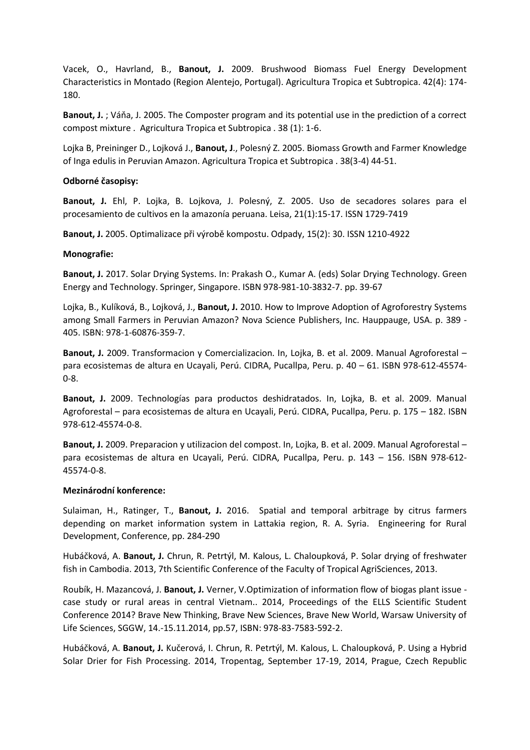Vacek, O., Havrland, B., **Banout, J.** 2009. Brushwood Biomass Fuel Energy Development Characteristics in Montado (Region Alentejo, Portugal). Agricultura Tropica et Subtropica. 42(4): 174-180.

**Banout, J.** ; Váňa, J. 2005. The Composter program and its potential use in the prediction of a correct compost mixture . Agricultura Tropica et Subtropica . 38 (1): 1-6.

Lojka B, Preininger D., Lojková J., **Banout, J**., Polesný Z. 2005. Biomass Growth and Farmer Knowledge of Inga edulis in Peruvian Amazon. Agricultura Tropica et Subtropica . 38(3-4) 44-51.

**Odborné časopisy:**

**Banout, J.** Ehl, P. Lojka, B. Lojkova, J. Polesný, Z. 2005. Uso de secadores solares para el procesamiento de cultivos en la amazonía peruana. Leisa, 21(1):15-17. ISSN 1729-7419

**Banout, J.** 2005. Optimalizace při výrobě kompostu. Odpady, 15(2): 30. ISSN 1210-4922

**Monografie:**

**Banout, J.** 2017. Solar Drying Systems. In: Prakash O., Kumar A. (eds) Solar Drying Technology. Green Energy and Technology. Springer, Singapore. ISBN 978-981-10-3832-7. pp. 39-67

Lojka, B., Kulíková, B., Lojková, J., **Banout, J.** 2010. How to Improve Adoption of Agroforestry Systems among Small Farmers in Peruvian Amazon? Nova Science Publishers, Inc. Hauppauge, USA. p. 389 - 405. ISBN: 978-1-60876-359-7.

**Banout, J.** 2009. Transformacion y Comercializacion. In, Lojka, B. et al. 2009. Manual Agroforestal – para ecosistemas de altura en Ucayali, Perú. CIDRA, Pucallpa, Peru. p. 40 – 61. ISBN 978-612-45574-0-8.

**Banout, J.** 2009. Technologías para productos deshidratados. In, Lojka, B. et al. 2009. Manual Agroforestal – para ecosistemas de altura en Ucayali, Perú. CIDRA, Pucallpa, Peru. p. 175 – 182. ISBN 978-612-45574-0-8.

**Banout, J.** 2009. Preparacion y utilizacion del compost. In, Lojka, B. et al. 2009. Manual Agroforestal – para ecosistemas de altura en Ucayali, Perú. CIDRA, Pucallpa, Peru. p. 143 – 156. ISBN 978-612-45574-0-8.

**Mezinárodní konference:**

Sulaiman, H., Ratinger, T., **Banout, J.** 2016. Spatial and temporal arbitrage by citrus farmers depending on market information system in Lattakia region, R. A. Syria. Engineering for Rural Development, Conference, pp. 284-290

Hubáčková, A. **Banout, J.** Chrun, R. Petrtýl, M. Kalous, L. Chaloupková, P. Solar drying of freshwater fish in Cambodia. 2013, 7th Scientific Conference of the Faculty of Tropical AgriSciences, 2013.

Roubík, H. Mazancová, J. **Banout, J.** Verner, V.Optimization of information flow of biogas plant issue - case study or rural areas in central Vietnam.. 2014, Proceedings of the ELLS Scientific Student Conference 2014? Brave New Thinking, Brave New Sciences, Brave New World, Warsaw University of Life Sciences, SGGW, 14.-15.11.2014, pp.57, ISBN: 978-83-7583-592-2.

Hubáčková, A. **Banout, J.** Kučerová, I. Chrun, R. Petrtýl, M. Kalous, L. Chaloupková, P. Using a Hybrid Solar Drier for Fish Processing. 2014, Tropentag, September 17-19, 2014, Prague, Czech Republic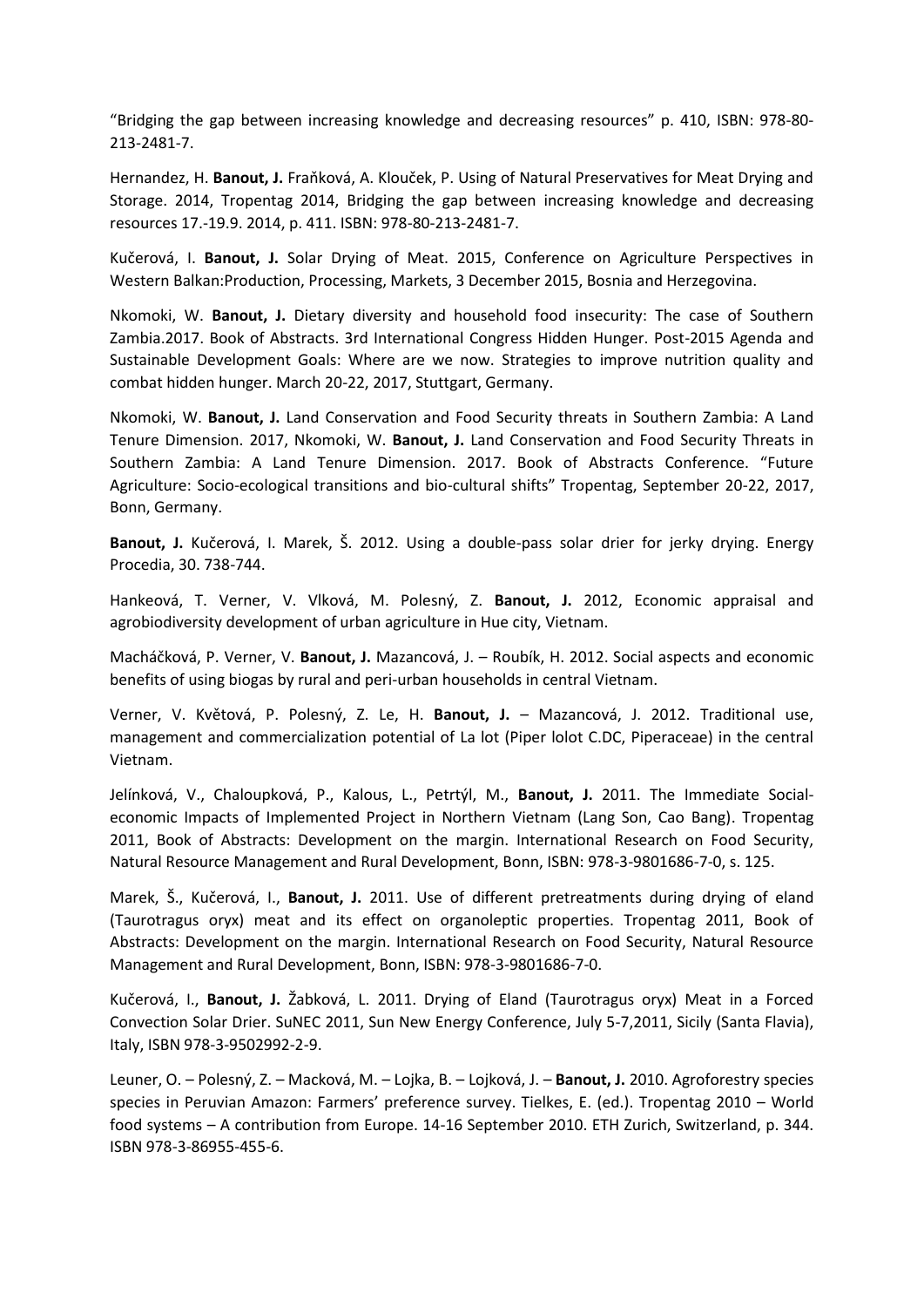“Bridging the gap between increasing knowledge and decreasing resources” p. 410, ISBN: 978-80-213-2481-7.

Hernandez, H. **Banout, J.** Fraňková, A. Klouček, P. Using of Natural Preservatives for Meat Drying and Storage. 2014, Tropentag 2014, Bridging the gap between increasing knowledge and decreasing resources 17.-19.9. 2014, p. 411. ISBN: 978-80-213-2481-7.

Kučerová, I. **Banout, J.** Solar Drying of Meat. 2015, Conference on Agriculture Perspectives in Western Balkan:Production, Processing, Markets, 3 December 2015, Bosnia and Herzegovina.

Nkomoki, W. **Banout, J.** Dietary diversity and household food insecurity: The case of Southern Zambia.2017. Book of Abstracts. 3rd International Congress Hidden Hunger. Post-2015 Agenda and Sustainable Development Goals: Where are we now. Strategies to improve nutrition quality and combat hidden hunger. March 20-22, 2017, Stuttgart, Germany.

Nkomoki, W. **Banout, J.** Land Conservation and Food Security threats in Southern Zambia: A Land Tenure Dimension. 2017, Nkomoki, W. **Banout, J.** Land Conservation and Food Security Threats in Southern Zambia: A Land Tenure Dimension. 2017. Book of Abstracts Conference. “Future Agriculture: Socio-ecological transitions and bio-cultural shifts” Tropentag, September 20-22, 2017, Bonn, Germany.

**Banout, J.** Kučerová, I. Marek, Š. 2012. Using a double-pass solar drier for jerky drying. Energy Procedia, 30. 738-744.

Hankeová, T. Verner, V. Vlková, M. Polesný, Z. **Banout, J.** 2012, Economic appraisal and agrobiodiversity development of urban agriculture in Hue city, Vietnam.

Macháčková, P. Verner, V. **Banout, J.** Mazancová, J. – Roubík, H. 2012. Social aspects and economic benefits of using biogas by rural and peri-urban households in central Vietnam.

Verner, V. Květová, P. Polesný, Z. Le, H. **Banout, J.** – Mazancová, J. 2012. Traditional use, management and commercialization potential of La lot (Piper lolot C.DC, Piperaceae) in the central Vietnam.

Jelínková, V., Chaloupková, P., Kalous, L., Petrtýl, M., **Banout, J.** 2011. The Immediate Social-economic Impacts of Implemented Project in Northern Vietnam (Lang Son, Cao Bang). Tropentag 2011, Book of Abstracts: Development on the margin. International Research on Food Security, Natural Resource Management and Rural Development, Bonn, ISBN: 978-3-9801686-7-0, s. 125.

Marek, Š., Kučerová, I., **Banout, J.** 2011. Use of different pretreatments during drying of eland (Taurotragus oryx) meat and its effect on organoleptic properties. Tropentag 2011, Book of Abstracts: Development on the margin. International Research on Food Security, Natural Resource Management and Rural Development, Bonn, ISBN: 978-3-9801686-7-0.

Kučerová, I., **Banout, J.** Žabková, L. 2011. Drying of Eland (Taurotragus oryx) Meat in a Forced Convection Solar Drier. SuNEC 2011, Sun New Energy Conference, July 5-7,2011, Sicily (Santa Flavia), Italy, ISBN 978-3-9502992-2-9.

Leuner, O. – Polesný, Z. – Macková, M. – Lojka, B. – Lojková, J. – **Banout, J.** 2010. Agroforestry species species in Peruvian Amazon: Farmers’ preference survey. Tielkes, E. (ed.). Tropentag 2010 – World food systems – A contribution from Europe. 14-16 September 2010. ETH Zurich, Switzerland, p. 344. ISBN 978-3-86955-455-6.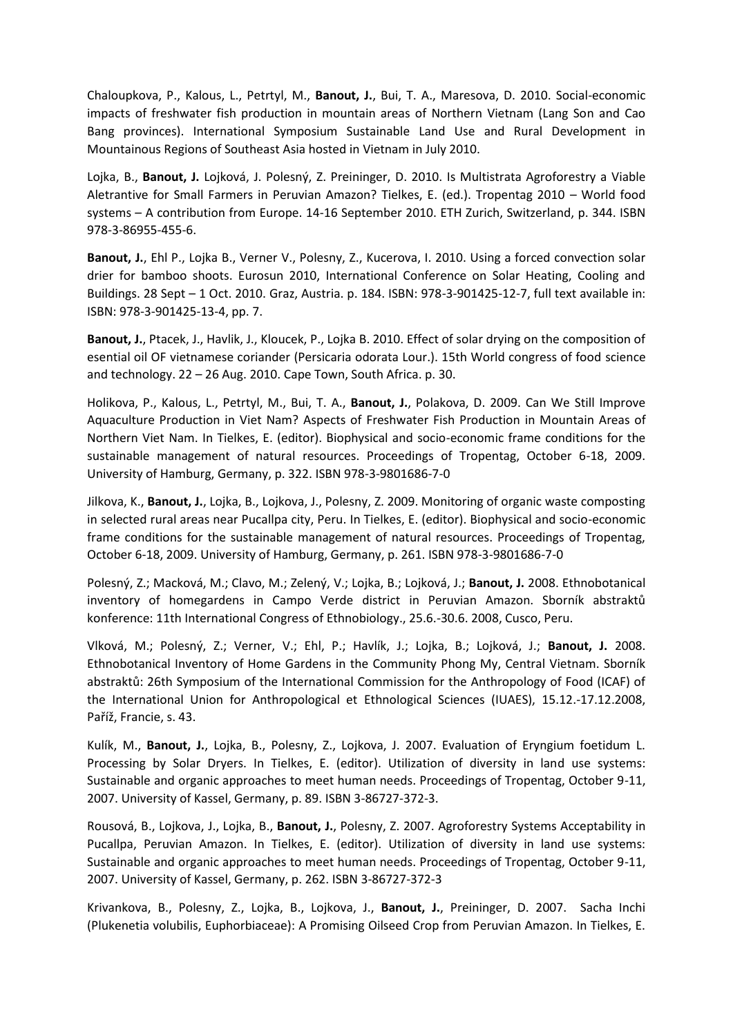Chaloupkova, P., Kalous, L., Petrtyl, M., **Banout, J.**, Bui, T. A., Maresova, D. 2010. Social-economic impacts of freshwater fish production in mountain areas of Northern Vietnam (Lang Son and Cao Bang provinces). International Symposium Sustainable Land Use and Rural Development in Mountainous Regions of Southeast Asia hosted in Vietnam in July 2010.

Lojka, B., **Banout, J.** Lojková, J. Polesný, Z. Preininger, D. 2010. Is Multistrata Agroforestry a Viable Aletrantive for Small Farmers in Peruvian Amazon? Tielkes, E. (ed.). Tropentag 2010 – World food systems – A contribution from Europe. 14-16 September 2010. ETH Zurich, Switzerland, p. 344. ISBN 978-3-86955-455-6.

**Banout, J.**, Ehl P., Lojka B., Verner V., Polesny, Z., Kucerova, I. 2010. Using a forced convection solar drier for bamboo shoots. Eurosun 2010, International Conference on Solar Heating, Cooling and Buildings. 28 Sept – 1 Oct. 2010. Graz, Austria. p. 184. ISBN: 978-3-901425-12-7, full text available in: ISBN: 978-3-901425-13-4, pp. 7.

**Banout, J.**, Ptacek, J., Havlik, J., Kloucek, P., Lojka B. 2010. Effect of solar drying on the composition of esential oil OF vietnamese coriander (Persicaria odorata Lour.). 15th World congress of food science and technology. 22 – 26 Aug. 2010. Cape Town, South Africa. p. 30.

Holikova, P., Kalous, L., Petrtyl, M., Bui, T. A., **Banout, J.**, Polakova, D. 2009. Can We Still Improve Aquaculture Production in Viet Nam? Aspects of Freshwater Fish Production in Mountain Areas of Northern Viet Nam. In Tielkes, E. (editor). Biophysical and socio-economic frame conditions for the sustainable management of natural resources. Proceedings of Tropentag, October 6-18, 2009. University of Hamburg, Germany, p. 322. ISBN 978-3-9801686-7-0

Jilkova, K., **Banout, J.**, Lojka, B., Lojkova, J., Polesny, Z. 2009. Monitoring of organic waste composting in selected rural areas near Pucallpa city, Peru. In Tielkes, E. (editor). Biophysical and socio-economic frame conditions for the sustainable management of natural resources. Proceedings of Tropentag, October 6-18, 2009. University of Hamburg, Germany, p. 261. ISBN 978-3-9801686-7-0

Polesný, Z.; Macková, M.; Clavo, M.; Zelený, V.; Lojka, B.; Lojková, J.; **Banout, J.** 2008. Ethnobotanical inventory of homegardens in Campo Verde district in Peruvian Amazon. Sborník abstraktů konference: 11th International Congress of Ethnobiology., 25.6.-30.6. 2008, Cusco, Peru.

Vlková, M.; Polesný, Z.; Verner, V.; Ehl, P.; Havlík, J.; Lojka, B.; Lojková, J.; **Banout, J.** 2008. Ethnobotanical Inventory of Home Gardens in the Community Phong My, Central Vietnam. Sborník abstraktů: 26th Symposium of the International Commission for the Anthropology of Food (ICAF) of the International Union for Anthropological et Ethnological Sciences (IUAES), 15.12.-17.12.2008, Paříž, Francie, s. 43.

Kulík, M., **Banout, J.**, Lojka, B., Polesny, Z., Lojkova, J. 2007. Evaluation of Eryngium foetidum L. Processing by Solar Dryers. In Tielkes, E. (editor). Utilization of diversity in land use systems: Sustainable and organic approaches to meet human needs. Proceedings of Tropentag, October 9-11, 2007. University of Kassel, Germany, p. 89. ISBN 3-86727-372-3.

Rousová, B., Lojkova, J., Lojka, B., **Banout, J.**, Polesny, Z. 2007. Agroforestry Systems Acceptability in Pucallpa, Peruvian Amazon. In Tielkes, E. (editor). Utilization of diversity in land use systems: Sustainable and organic approaches to meet human needs. Proceedings of Tropentag, October 9-11, 2007. University of Kassel, Germany, p. 262. ISBN 3-86727-372-3

Krivankova, B., Polesny, Z., Lojka, B., Lojkova, J., **Banout, J.**, Preininger, D. 2007. Sacha Inchi (Plukenetia volubilis, Euphorbiaceae): A Promising Oilseed Crop from Peruvian Amazon. In Tielkes, E.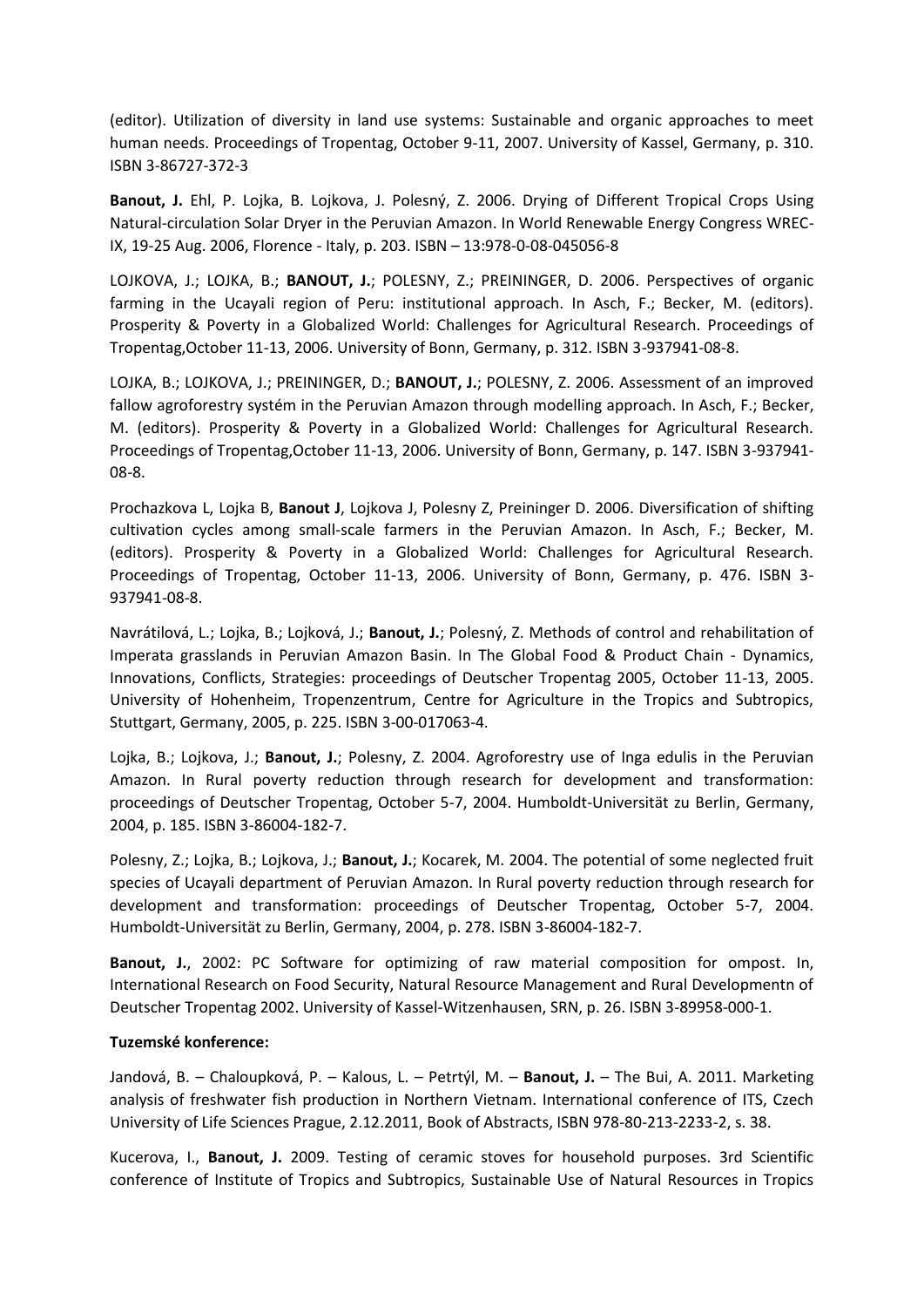(editor). Utilization of diversity in land use systems: Sustainable and organic approaches to meet human needs. Proceedings of Tropentag, October 9-11, 2007. University of Kassel, Germany, p. 310. ISBN 3-86727-372-3

**Banout, J.** Ehl, P. Lojka, B. Lojkova, J. Polesný, Z. 2006. Drying of Different Tropical Crops Using Natural-circulation Solar Dryer in the Peruvian Amazon. In World Renewable Energy Congress WREC-IX, 19-25 Aug. 2006, Florence - Italy, p. 203. ISBN – 13:978-0-08-045056-8

LOJKOVA, J.; LOJKA, B.; **BANOUT, J.**; POLESNY, Z.; PREININGER, D. 2006. Perspectives of organic farming in the Ucayali region of Peru: institutional approach. In Asch, F.; Becker, M. (editors). Prosperity & Poverty in a Globalized World: Challenges for Agricultural Research. Proceedings of Tropentag,October 11-13, 2006. University of Bonn, Germany, p. 312. ISBN 3-937941-08-8.

LOJKA, B.; LOJKOVA, J.; PREININGER, D.; **BANOUT, J.**; POLESNY, Z. 2006. Assessment of an improved fallow agroforestry systém in the Peruvian Amazon through modelling approach. In Asch, F.; Becker, M. (editors). Prosperity & Poverty in a Globalized World: Challenges for Agricultural Research. Proceedings of Tropentag,October 11-13, 2006. University of Bonn, Germany, p. 147. ISBN 3-937941-08-8.

Prochazkova L, Lojka B, **Banout J**, Lojkova J, Polesny Z, Preininger D. 2006. Diversification of shifting cultivation cycles among small-scale farmers in the Peruvian Amazon. In Asch, F.; Becker, M. (editors). Prosperity & Poverty in a Globalized World: Challenges for Agricultural Research. Proceedings of Tropentag, October 11-13, 2006. University of Bonn, Germany, p. 476. ISBN 3-937941-08-8.

Navrátilová, L.; Lojka, B.; Lojková, J.; **Banout, J.**; Polesný, Z. Methods of control and rehabilitation of Imperata grasslands in Peruvian Amazon Basin. In The Global Food & Product Chain - Dynamics, Innovations, Conflicts, Strategies: proceedings of Deutscher Tropentag 2005, October 11-13, 2005. University of Hohenheim, Tropenzentrum, Centre for Agriculture in the Tropics and Subtropics, Stuttgart, Germany, 2005, p. 225. ISBN 3-00-017063-4.

Lojka, B.; Lojkova, J.; **Banout, J.**; Polesny, Z. 2004. Agroforestry use of Inga edulis in the Peruvian Amazon. In Rural poverty reduction through research for development and transformation: proceedings of Deutscher Tropentag, October 5-7, 2004. Humboldt-Universität zu Berlin, Germany, 2004, p. 185. ISBN 3-86004-182-7.

Polesny, Z.; Lojka, B.; Lojkova, J.; **Banout, J.**; Kocarek, M. 2004. The potential of some neglected fruit species of Ucayali department of Peruvian Amazon. In Rural poverty reduction through research for development and transformation: proceedings of Deutscher Tropentag, October 5-7, 2004. Humboldt-Universität zu Berlin, Germany, 2004, p. 278. ISBN 3-86004-182-7.

**Banout, J.**, 2002: PC Software for optimizing of raw material composition for ompost. In, International Research on Food Security, Natural Resource Management and Rural Developmentn of Deutscher Tropentag 2002. University of Kassel-Witzenhausen, SRN, p. 26. ISBN 3-89958-000-1.

**Tuzemské konference:**

Jandová, B. – Chaloupková, P. – Kalous, L. – Petrtýl, M. – **Banout, J.** – The Bui, A. 2011. Marketing analysis of freshwater fish production in Northern Vietnam. International conference of ITS, Czech University of Life Sciences Prague, 2.12.2011, Book of Abstracts, ISBN 978-80-213-2233-2, s. 38.

Kucerova, I., **Banout, J.** 2009. Testing of ceramic stoves for household purposes. 3rd Scientific conference of Institute of Tropics and Subtropics, Sustainable Use of Natural Resources in Tropics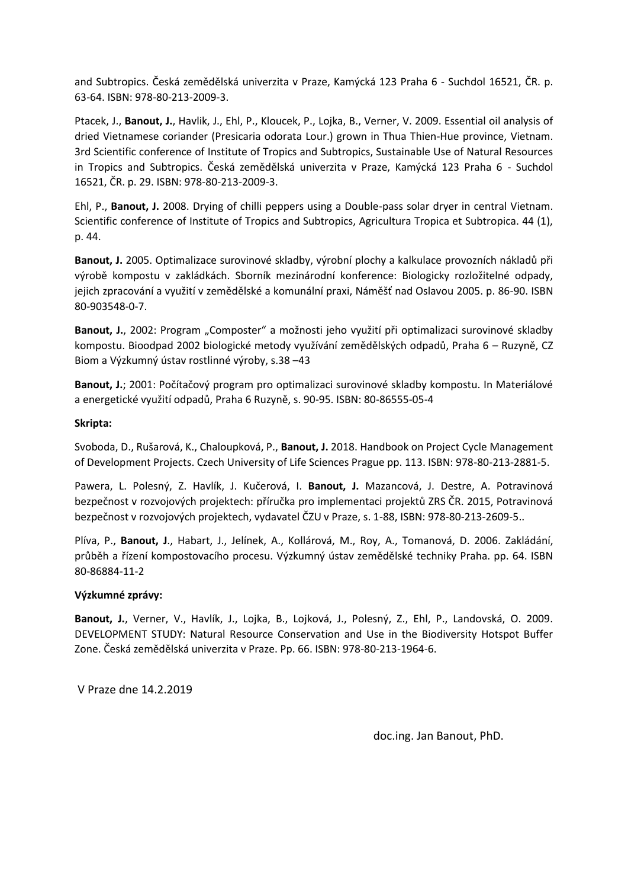and Subtropics. Česká zemědělská univerzita v Praze, Kamýcká 123 Praha 6 - Suchdol 16521, ČR. p. 63-64. ISBN: 978-80-213-2009-3.

Ptacek, J., **Banout, J.**, Havlik, J., Ehl, P., Kloucek, P., Lojka, B., Verner, V. 2009. Essential oil analysis of dried Vietnamese coriander (Presicaria odorata Lour.) grown in Thua Thien-Hue province, Vietnam. 3rd Scientific conference of Institute of Tropics and Subtropics, Sustainable Use of Natural Resources in Tropics and Subtropics. Česká zemědělská univerzita v Praze, Kamýcká 123 Praha 6 - Suchdol 16521, ČR. p. 29. ISBN: 978-80-213-2009-3.

Ehl, P., **Banout, J.** 2008. Drying of chilli peppers using a Double-pass solar dryer in central Vietnam. Scientific conference of Institute of Tropics and Subtropics, Agricultura Tropica et Subtropica. 44 (1), p. 44.

**Banout, J.** 2005. Optimalizace surovinové skladby, výrobní plochy a kalkulace provozních nákladů při výrobě kompostu v zakládkách. Sborník mezinárodní konference: Biologicky rozložitelné odpady, jejich zpracování a využití v zemědělské a komunální praxi, Náměšť nad Oslavou 2005. p. 86-90. ISBN 80-903548-0-7.

**Banout, J.**, 2002: Program „Composter" a možnosti jeho využití při optimalizaci surovinové skladby kompostu. Bioodpad 2002 biologické metody využívání zemědělských odpadů, Praha 6 – Ruzyně, CZ Biom a Výzkumný ústav rostlinné výroby, s.38 –43

**Banout, J.**; 2001: Počítačový program pro optimalizaci surovinové skladby kompostu. In Materiálové a energetické využití odpadů, Praha 6 Ruzyně, s. 90-95. ISBN: 80-86555-05-4

**Skripta:**

Svoboda, D., Rušarová, K., Chaloupková, P., **Banout, J.** 2018. Handbook on Project Cycle Management of Development Projects. Czech University of Life Sciences Prague pp. 113. ISBN: 978-80-213-2881-5.

Pawera, L. Polesný, Z. Havlík, J. Kučerová, I. **Banout, J.** Mazancová, J. Destre, A. Potravinová bezpečnost v rozvojových projektech: příručka pro implementaci projektů ZRS ČR. 2015, Potravinová bezpečnost v rozvojových projektech, vydavatel ČZU v Praze, s. 1-88, ISBN: 978-80-213-2609-5..

Plíva, P., **Banout, J**., Habart, J., Jelínek, A., Kollárová, M., Roy, A., Tomanová, D. 2006. Zakládání, průběh a řízení kompostovacího procesu. Výzkumný ústav zemědělské techniky Praha. pp. 64. ISBN 80-86884-11-2

**Výzkumné zprávy:**

**Banout, J.**, Verner, V., Havlík, J., Lojka, B., Lojková, J., Polesný, Z., Ehl, P., Landovská, O. 2009. DEVELOPMENT STUDY: Natural Resource Conservation and Use in the Biodiversity Hotspot Buffer Zone. Česká zemědělská univerzita v Praze. Pp. 66. ISBN: 978-80-213-1964-6.

V Praze dne 14.2.2019

doc.ing. Jan Banout, PhD.